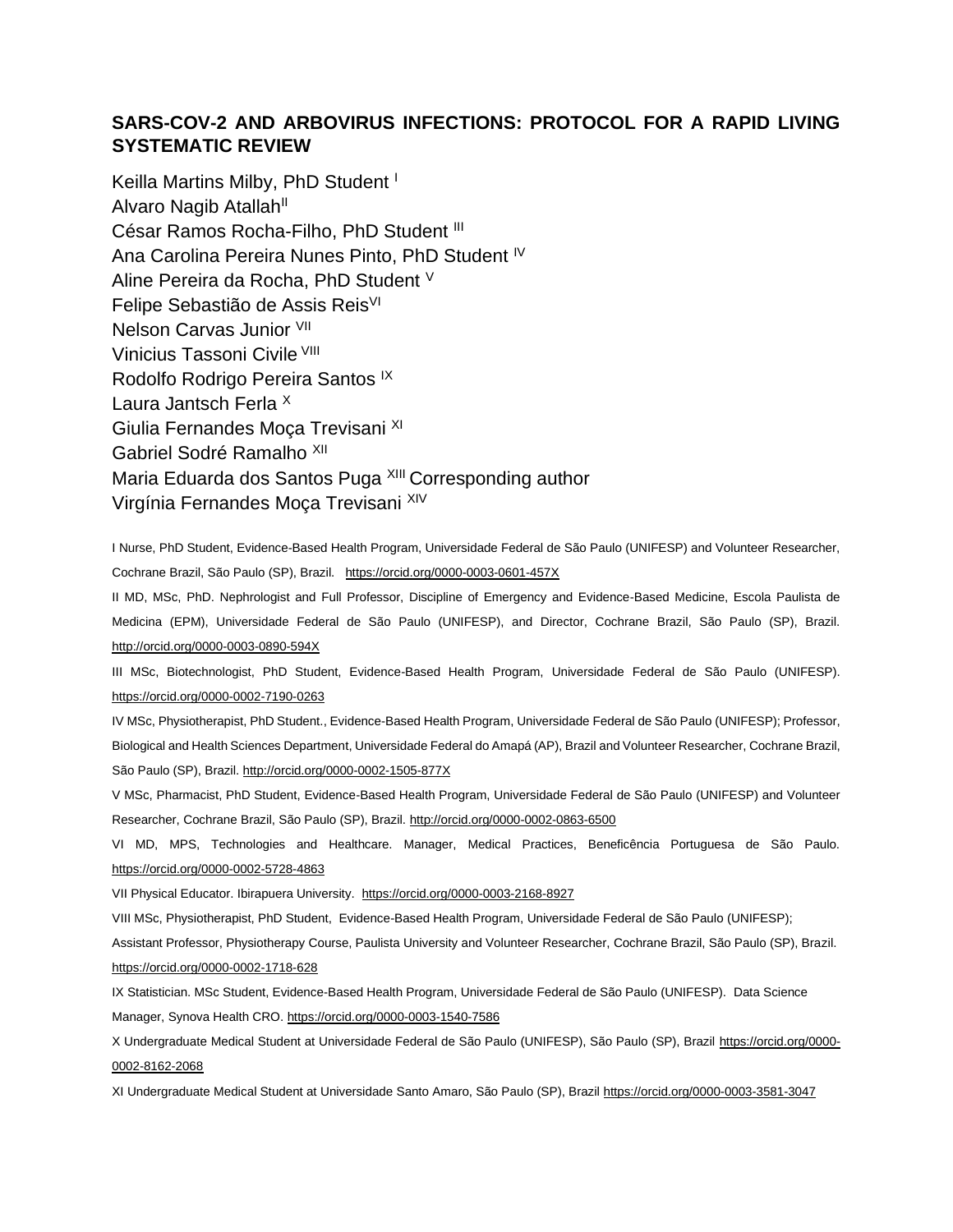# SARS-COV-2 AND ARBOVIRUS INFECTIONS: PROTOCOL FOR A RAPID LIVING SYSTEMATIC REVIEW

Keilla Martins Milby, PhD Student [I]
Alvaro Nagib Atallah[II]
César Ramos Rocha-Filho, PhD Student [III]
Ana Carolina Pereira Nunes Pinto, PhD Student [IV]
Aline Pereira da Rocha, PhD Student [V]
Felipe Sebastião de Assis Reis[VI]
Nelson Carvas Junior [VII]
Vinicius Tassoni Civile [VIII]
Rodolfo Rodrigo Pereira Santos [IX]
Laura Jantsch Ferla [X]
Giulia Fernandes Moça Trevisani [XI]
Gabriel Sodré Ramalho [XII]
Maria Eduarda dos Santos Puga [XIII] Corresponding author
Virgínia Fernandes Moça Trevisani [XIV]

I Nurse, PhD Student, Evidence-Based Health Program, Universidade Federal de São Paulo (UNIFESP) and Volunteer Researcher, Cochrane Brazil, São Paulo (SP), Brazil. https://orcid.org/0000-0003-0601-457X

II MD, MSc, PhD. Nephrologist and Full Professor, Discipline of Emergency and Evidence-Based Medicine, Escola Paulista de Medicina (EPM), Universidade Federal de São Paulo (UNIFESP), and Director, Cochrane Brazil, São Paulo (SP), Brazil. http://orcid.org/0000-0003-0890-594X

III MSc, Biotechnologist, PhD Student, Evidence-Based Health Program, Universidade Federal de São Paulo (UNIFESP). https://orcid.org/0000-0002-7190-0263

IV MSc, Physiotherapist, PhD Student., Evidence-Based Health Program, Universidade Federal de São Paulo (UNIFESP); Professor, Biological and Health Sciences Department, Universidade Federal do Amapá (AP), Brazil and Volunteer Researcher, Cochrane Brazil, São Paulo (SP), Brazil. http://orcid.org/0000-0002-1505-877X

V MSc, Pharmacist, PhD Student, Evidence-Based Health Program, Universidade Federal de São Paulo (UNIFESP) and Volunteer Researcher, Cochrane Brazil, São Paulo (SP), Brazil. http://orcid.org/0000-0002-0863-6500

VI MD, MPS, Technologies and Healthcare. Manager, Medical Practices, Beneficência Portuguesa de São Paulo. https://orcid.org/0000-0002-5728-4863

VII Physical Educator. Ibirapuera University. https://orcid.org/0000-0003-2168-8927

VIII MSc, Physiotherapist, PhD Student, Evidence-Based Health Program, Universidade Federal de São Paulo (UNIFESP); Assistant Professor, Physiotherapy Course, Paulista University and Volunteer Researcher, Cochrane Brazil, São Paulo (SP), Brazil. https://orcid.org/0000-0002-1718-628

IX Statistician. MSc Student, Evidence-Based Health Program, Universidade Federal de São Paulo (UNIFESP). Data Science Manager, Synova Health CRO. https://orcid.org/0000-0003-1540-7586

X Undergraduate Medical Student at Universidade Federal de São Paulo (UNIFESP), São Paulo (SP), Brazil https://orcid.org/0000-0002-8162-2068

XI Undergraduate Medical Student at Universidade Santo Amaro, São Paulo (SP), Brazil https://orcid.org/0000-0003-3581-3047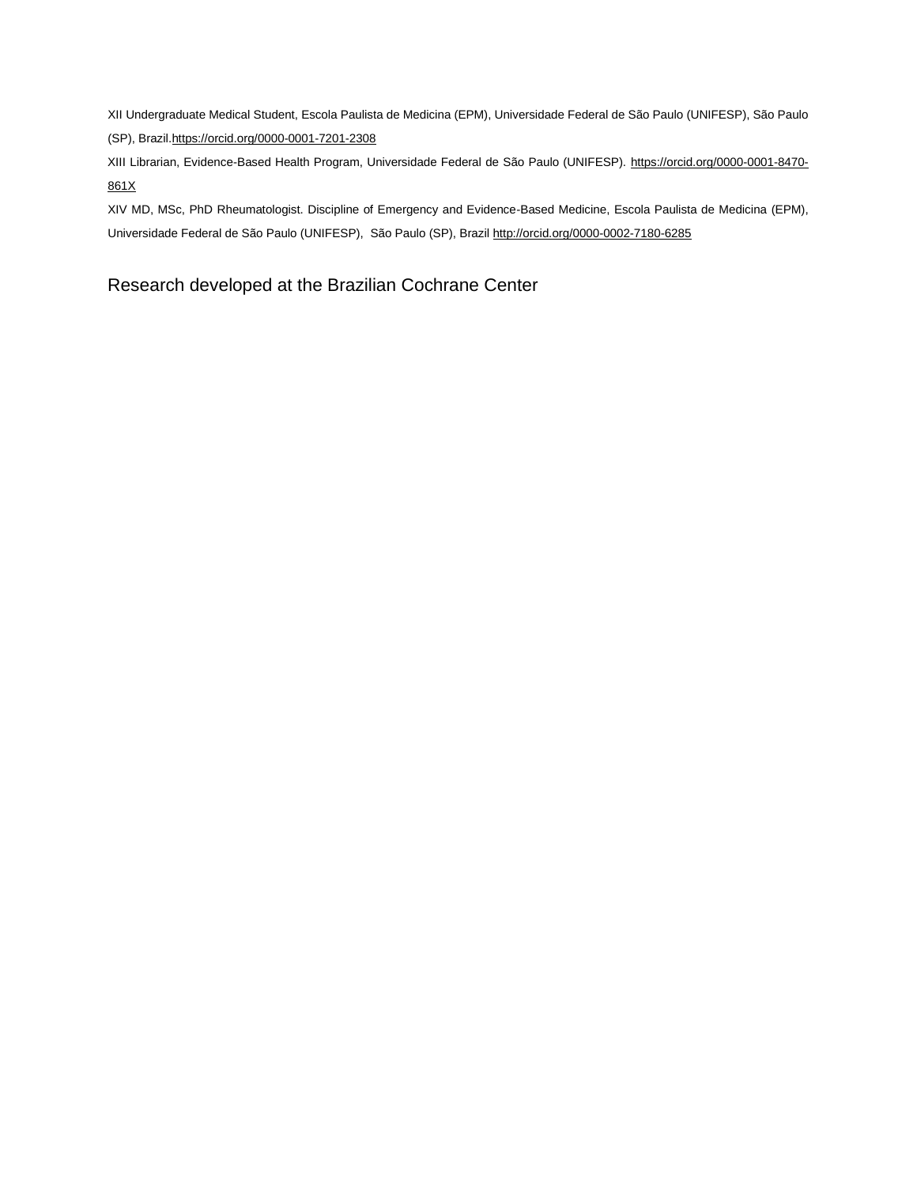XII Undergraduate Medical Student, Escola Paulista de Medicina (EPM), Universidade Federal de São Paulo (UNIFESP), São Paulo (SP), Brazil.https://orcid.org/0000-0001-7201-2308

XIII Librarian, Evidence-Based Health Program, Universidade Federal de São Paulo (UNIFESP). https://orcid.org/0000-0001-8470-861X

XIV MD, MSc, PhD Rheumatologist. Discipline of Emergency and Evidence-Based Medicine, Escola Paulista de Medicina (EPM), Universidade Federal de São Paulo (UNIFESP), São Paulo (SP), Brazil http://orcid.org/0000-0002-7180-6285

Research developed at the Brazilian Cochrane Center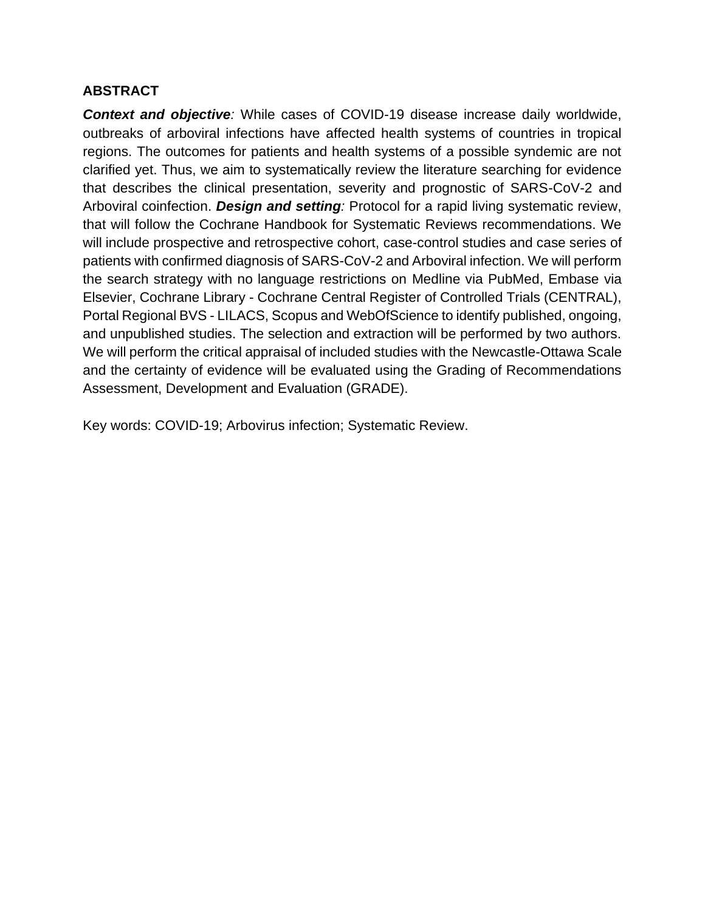## ABSTRACT

***Context and objective**:* While cases of COVID-19 disease increase daily worldwide, outbreaks of arboviral infections have affected health systems of countries in tropical regions. The outcomes for patients and health systems of a possible syndemic are not clarified yet. Thus, we aim to systematically review the literature searching for evidence that describes the clinical presentation, severity and prognostic of SARS-CoV-2 and Arboviral coinfection. ***Design and setting**:* Protocol for a rapid living systematic review, that will follow the Cochrane Handbook for Systematic Reviews recommendations. We will include prospective and retrospective cohort, case-control studies and case series of patients with confirmed diagnosis of SARS-CoV-2 and Arboviral infection. We will perform the search strategy with no language restrictions on Medline via PubMed, Embase via Elsevier, Cochrane Library - Cochrane Central Register of Controlled Trials (CENTRAL), Portal Regional BVS - LILACS, Scopus and WebOfScience to identify published, ongoing, and unpublished studies. The selection and extraction will be performed by two authors. We will perform the critical appraisal of included studies with the Newcastle-Ottawa Scale and the certainty of evidence will be evaluated using the Grading of Recommendations Assessment, Development and Evaluation (GRADE).

Key words: COVID-19; Arbovirus infection; Systematic Review.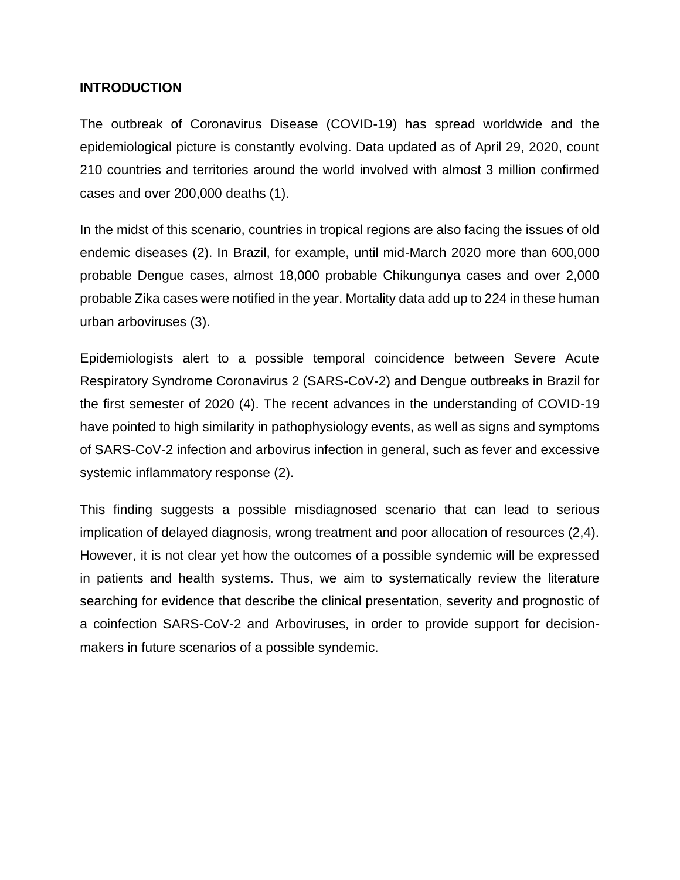## INTRODUCTION

The outbreak of Coronavirus Disease (COVID-19) has spread worldwide and the epidemiological picture is constantly evolving. Data updated as of April 29, 2020, count 210 countries and territories around the world involved with almost 3 million confirmed cases and over 200,000 deaths (1).

In the midst of this scenario, countries in tropical regions are also facing the issues of old endemic diseases (2). In Brazil, for example, until mid-March 2020 more than 600,000 probable Dengue cases, almost 18,000 probable Chikungunya cases and over 2,000 probable Zika cases were notified in the year. Mortality data add up to 224 in these human urban arboviruses (3).

Epidemiologists alert to a possible temporal coincidence between Severe Acute Respiratory Syndrome Coronavirus 2 (SARS-CoV-2) and Dengue outbreaks in Brazil for the first semester of 2020 (4). The recent advances in the understanding of COVID-19 have pointed to high similarity in pathophysiology events, as well as signs and symptoms of SARS-CoV-2 infection and arbovirus infection in general, such as fever and excessive systemic inflammatory response (2).

This finding suggests a possible misdiagnosed scenario that can lead to serious implication of delayed diagnosis, wrong treatment and poor allocation of resources (2,4). However, it is not clear yet how the outcomes of a possible syndemic will be expressed in patients and health systems. Thus, we aim to systematically review the literature searching for evidence that describe the clinical presentation, severity and prognostic of a coinfection SARS-CoV-2 and Arboviruses, in order to provide support for decision-makers in future scenarios of a possible syndemic.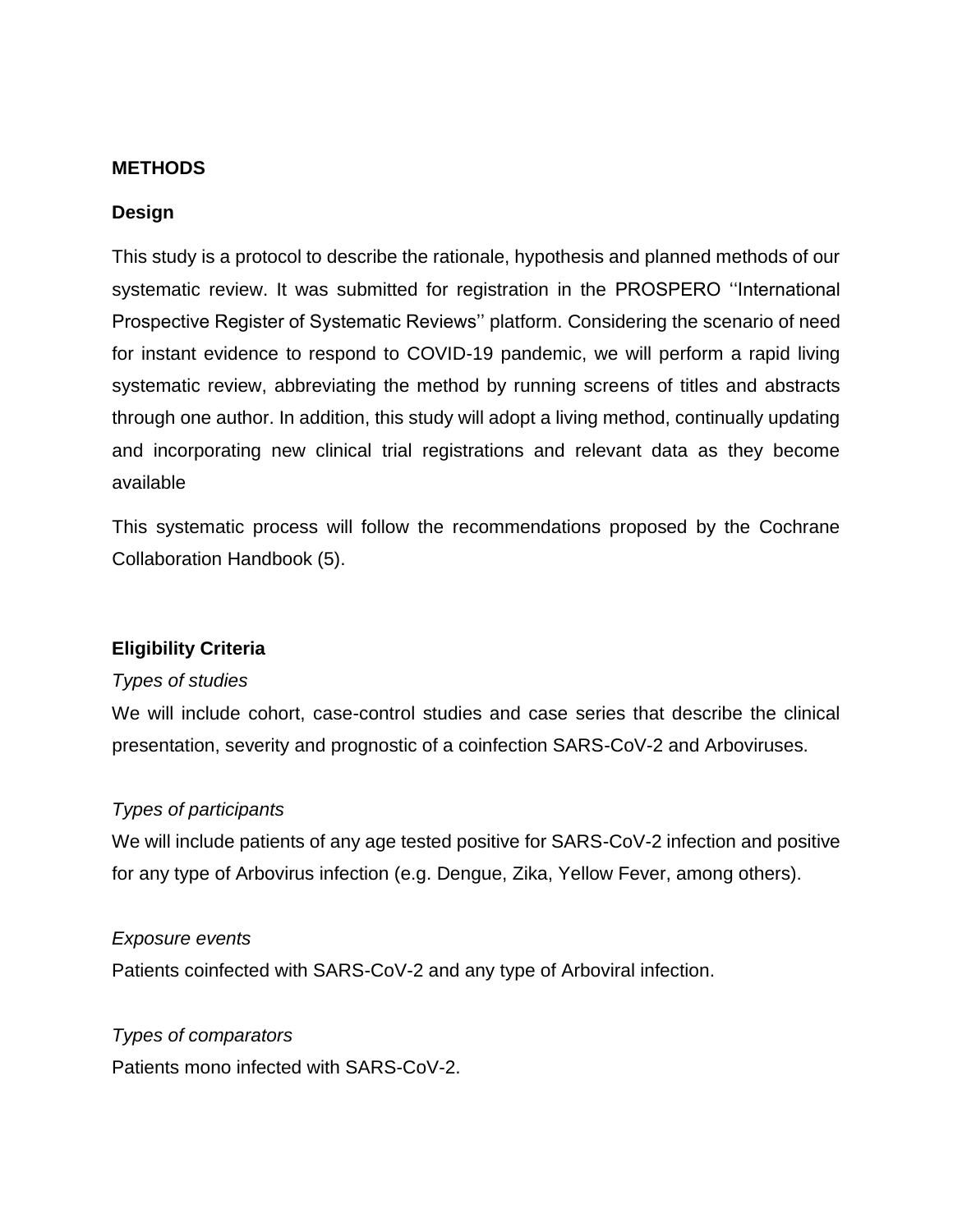## METHODS

### Design

This study is a protocol to describe the rationale, hypothesis and planned methods of our systematic review. It was submitted for registration in the PROSPERO ''International Prospective Register of Systematic Reviews'' platform. Considering the scenario of need for instant evidence to respond to COVID-19 pandemic, we will perform a rapid living systematic review, abbreviating the method by running screens of titles and abstracts through one author. In addition, this study will adopt a living method, continually updating and incorporating new clinical trial registrations and relevant data as they become available

This systematic process will follow the recommendations proposed by the Cochrane Collaboration Handbook (5).

### Eligibility Criteria

*Types of studies*

We will include cohort, case-control studies and case series that describe the clinical presentation, severity and prognostic of a coinfection SARS-CoV-2 and Arboviruses.

*Types of participants*

We will include patients of any age tested positive for SARS-CoV-2 infection and positive for any type of Arbovirus infection (e.g. Dengue, Zika, Yellow Fever, among others).

*Exposure events*

Patients coinfected with SARS-CoV-2 and any type of Arboviral infection.

*Types of comparators*

Patients mono infected with SARS-CoV-2.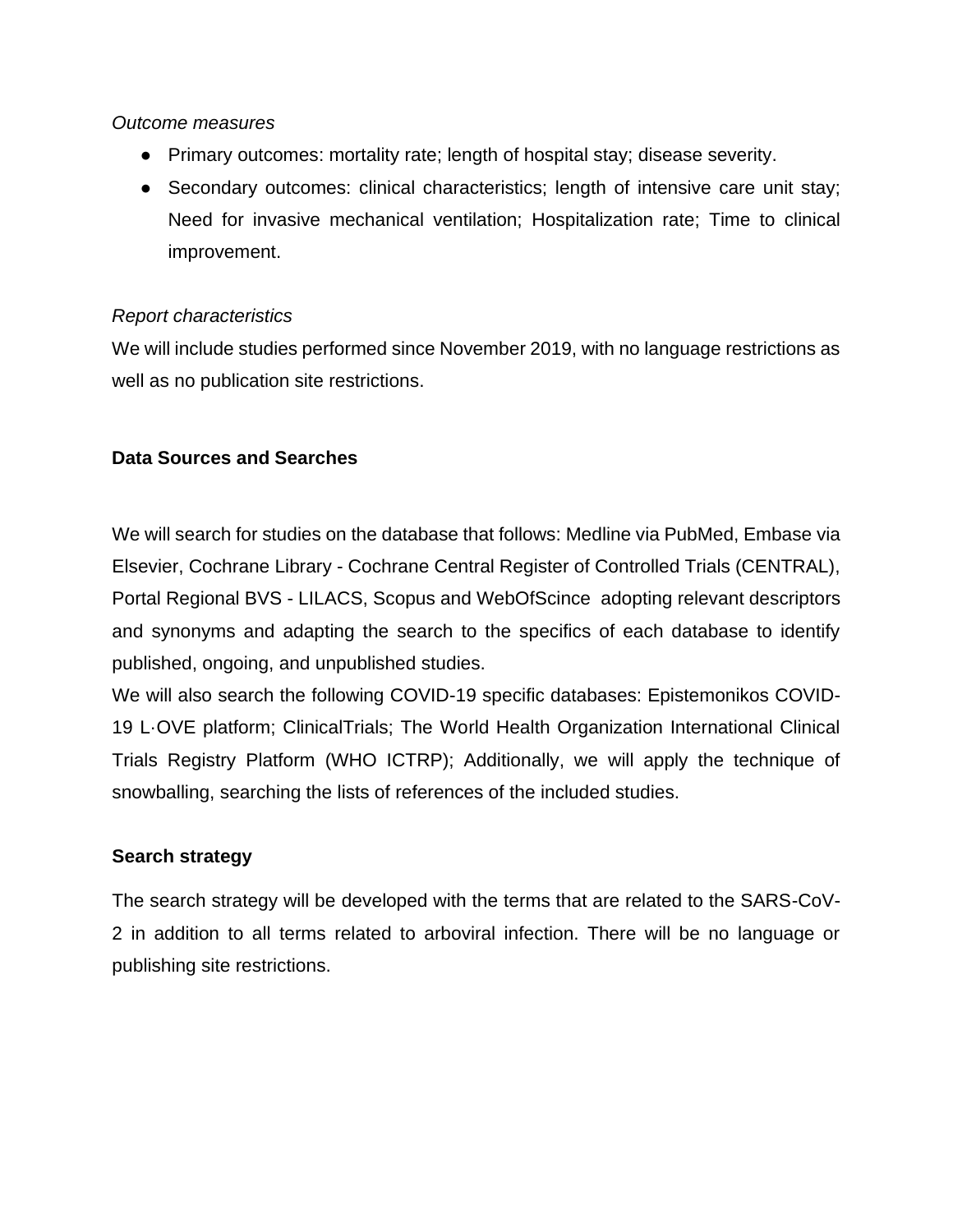*Outcome measures*

- Primary outcomes: mortality rate; length of hospital stay; disease severity.
- Secondary outcomes: clinical characteristics; length of intensive care unit stay; Need for invasive mechanical ventilation; Hospitalization rate; Time to clinical improvement.

*Report characteristics*

We will include studies performed since November 2019, with no language restrictions as well as no publication site restrictions.

**Data Sources and Searches**

We will search for studies on the database that follows: Medline via PubMed, Embase via Elsevier, Cochrane Library - Cochrane Central Register of Controlled Trials (CENTRAL), Portal Regional BVS - LILACS, Scopus and WebOfScince adopting relevant descriptors and synonyms and adapting the search to the specifics of each database to identify published, ongoing, and unpublished studies.

We will also search the following COVID-19 specific databases: Epistemonikos COVID-19 L·OVE platform; ClinicalTrials; The World Health Organization International Clinical Trials Registry Platform (WHO ICTRP); Additionally, we will apply the technique of snowballing, searching the lists of references of the included studies.

**Search strategy**

The search strategy will be developed with the terms that are related to the SARS-CoV-2 in addition to all terms related to arboviral infection. There will be no language or publishing site restrictions.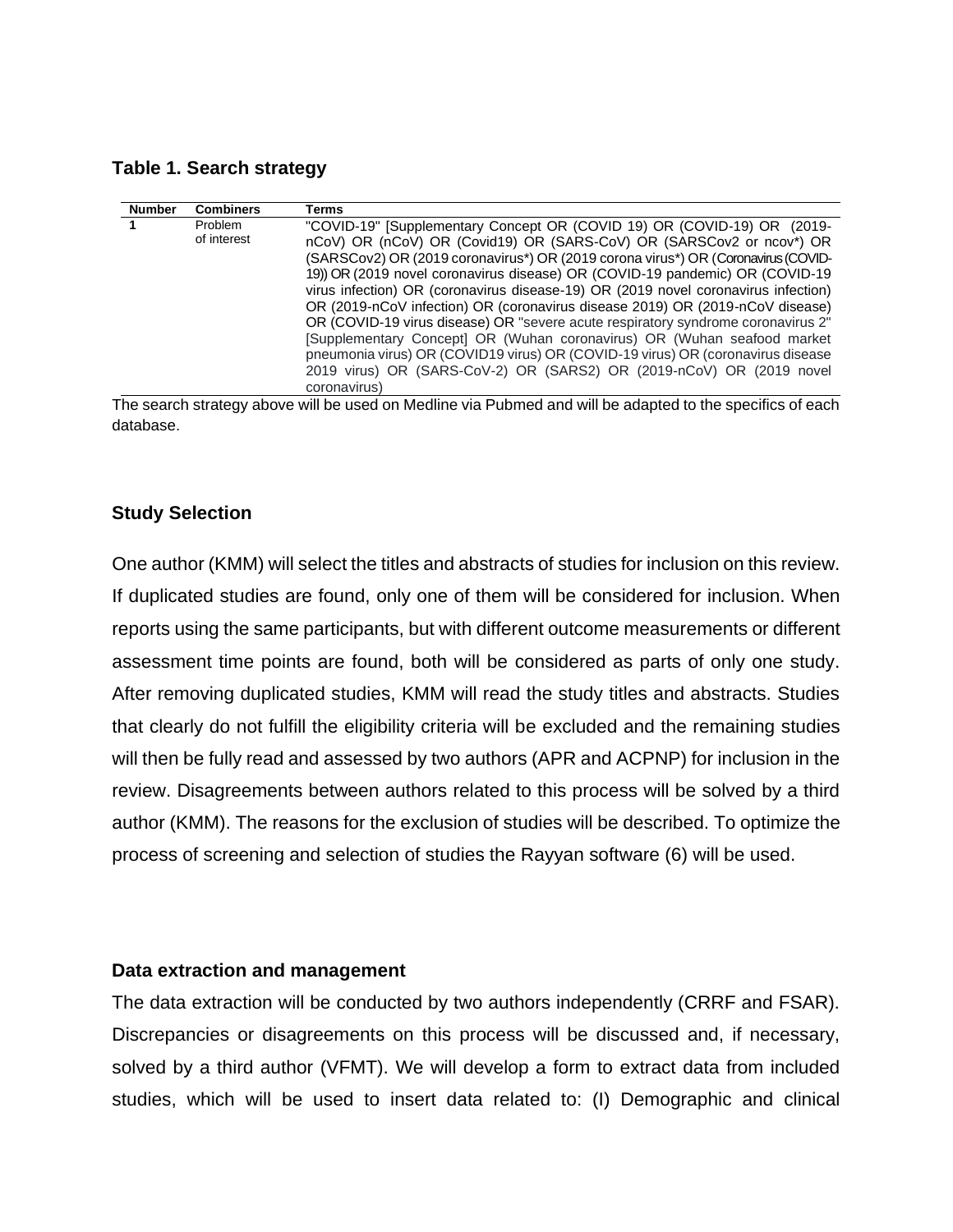**Table 1. Search strategy**

| Number | Combiners | Terms |
| --- | --- | --- |
| **1** | Problem of interest | "COVID-19" [Supplementary Concept OR (COVID 19) OR (COVID-19) OR (2019-nCoV) OR (nCoV) OR (Covid19) OR (SARS-CoV) OR (SARSCov2 or ncov*) OR (SARSCov2) OR (2019 coronavirus*) OR (2019 corona virus*) OR (Coronavirus (COVID-19)) OR (2019 novel coronavirus disease) OR (COVID-19 pandemic) OR (COVID-19 virus infection) OR (coronavirus disease-19) OR (2019 novel coronavirus infection) OR (2019-nCoV infection) OR (coronavirus disease 2019) OR (2019-nCoV disease) OR (COVID-19 virus disease) OR "severe acute respiratory syndrome coronavirus 2" [Supplementary Concept] OR (Wuhan coronavirus) OR (Wuhan seafood market pneumonia virus) OR (COVID19 virus) OR (COVID-19 virus) OR (coronavirus disease 2019 virus) OR (SARS-CoV-2) OR (SARS2) OR (2019-nCoV) OR (2019 novel coronavirus) |

The search strategy above will be used on Medline via Pubmed and will be adapted to the specifics of each database.

## Study Selection

One author (KMM) will select the titles and abstracts of studies for inclusion on this review. If duplicated studies are found, only one of them will be considered for inclusion. When reports using the same participants, but with different outcome measurements or different assessment time points are found, both will be considered as parts of only one study. After removing duplicated studies, KMM will read the study titles and abstracts. Studies that clearly do not fulfill the eligibility criteria will be excluded and the remaining studies will then be fully read and assessed by two authors (APR and ACPNP) for inclusion in the review. Disagreements between authors related to this process will be solved by a third author (KMM). The reasons for the exclusion of studies will be described. To optimize the process of screening and selection of studies the Rayyan software (6) will be used.

## Data extraction and management

The data extraction will be conducted by two authors independently (CRRF and FSAR). Discrepancies or disagreements on this process will be discussed and, if necessary, solved by a third author (VFMT). We will develop a form to extract data from included studies, which will be used to insert data related to: (I) Demographic and clinical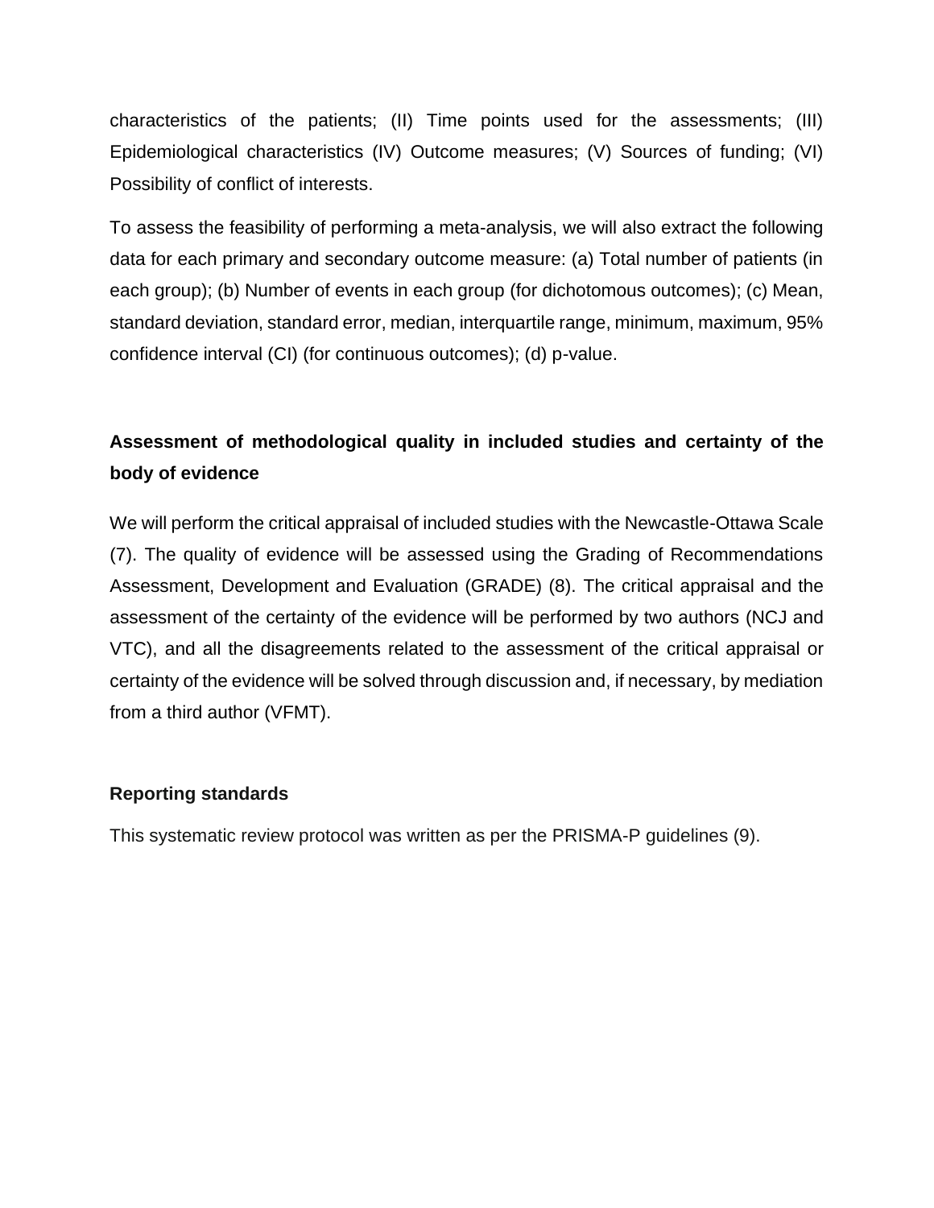characteristics of the patients; (II) Time points used for the assessments; (III) Epidemiological characteristics (IV) Outcome measures; (V) Sources of funding; (VI) Possibility of conflict of interests.

To assess the feasibility of performing a meta-analysis, we will also extract the following data for each primary and secondary outcome measure: (a) Total number of patients (in each group); (b) Number of events in each group (for dichotomous outcomes); (c) Mean, standard deviation, standard error, median, interquartile range, minimum, maximum, 95% confidence interval (CI) (for continuous outcomes); (d) p-value.

## Assessment of methodological quality in included studies and certainty of the body of evidence

We will perform the critical appraisal of included studies with the Newcastle-Ottawa Scale (7). The quality of evidence will be assessed using the Grading of Recommendations Assessment, Development and Evaluation (GRADE) (8). The critical appraisal and the assessment of the certainty of the evidence will be performed by two authors (NCJ and VTC), and all the disagreements related to the assessment of the critical appraisal or certainty of the evidence will be solved through discussion and, if necessary, by mediation from a third author (VFMT).

## Reporting standards

This systematic review protocol was written as per the PRISMA-P guidelines (9).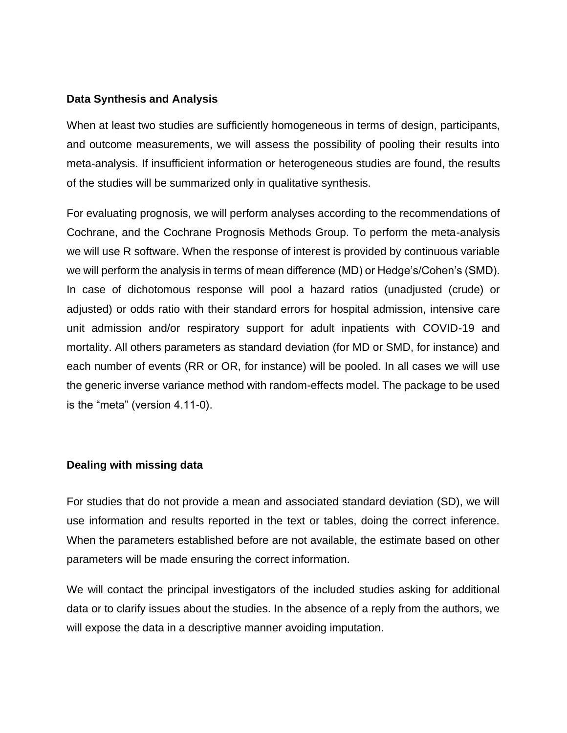**Data Synthesis and Analysis**

When at least two studies are sufficiently homogeneous in terms of design, participants, and outcome measurements, we will assess the possibility of pooling their results into meta-analysis. If insufficient information or heterogeneous studies are found, the results of the studies will be summarized only in qualitative synthesis.

For evaluating prognosis, we will perform analyses according to the recommendations of Cochrane, and the Cochrane Prognosis Methods Group. To perform the meta-analysis we will use R software. When the response of interest is provided by continuous variable we will perform the analysis in terms of mean difference (MD) or Hedge's/Cohen's (SMD). In case of dichotomous response will pool a hazard ratios (unadjusted (crude) or adjusted) or odds ratio with their standard errors for hospital admission, intensive care unit admission and/or respiratory support for adult inpatients with COVID-19 and mortality. All others parameters as standard deviation (for MD or SMD, for instance) and each number of events (RR or OR, for instance) will be pooled. In all cases we will use the generic inverse variance method with random-effects model. The package to be used is the "meta" (version 4.11-0).

**Dealing with missing data**

For studies that do not provide a mean and associated standard deviation (SD), we will use information and results reported in the text or tables, doing the correct inference. When the parameters established before are not available, the estimate based on other parameters will be made ensuring the correct information.

We will contact the principal investigators of the included studies asking for additional data or to clarify issues about the studies. In the absence of a reply from the authors, we will expose the data in a descriptive manner avoiding imputation.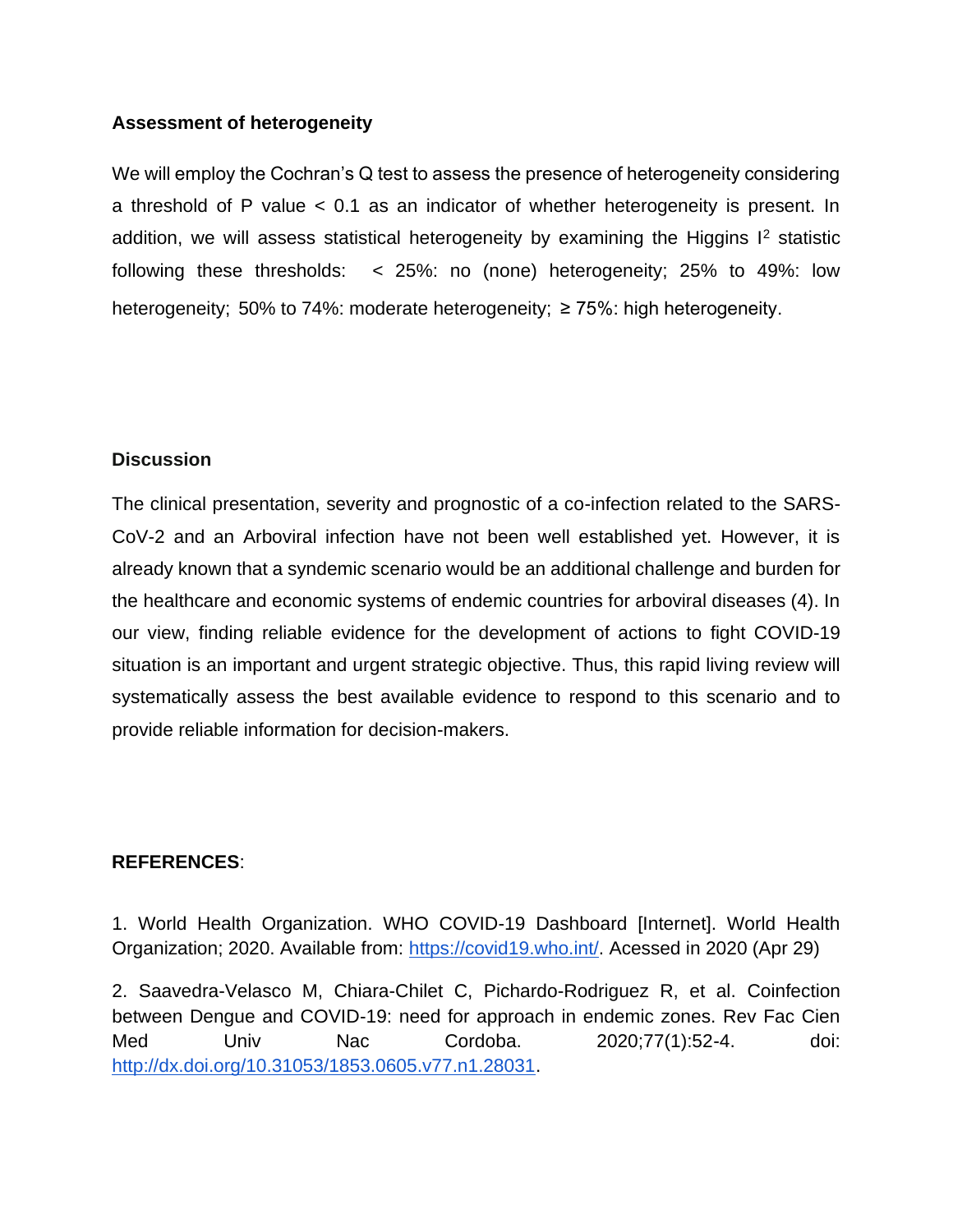**Assessment of heterogeneity**

We will employ the Cochran's Q test to assess the presence of heterogeneity considering a threshold of P value < 0.1 as an indicator of whether heterogeneity is present. In addition, we will assess statistical heterogeneity by examining the Higgins $I^2$ statistic following these thresholds: < 25%: no (none) heterogeneity; 25% to 49%: low heterogeneity; 50% to 74%: moderate heterogeneity; ≥ 75%: high heterogeneity.

**Discussion**

The clinical presentation, severity and prognostic of a co-infection related to the SARS-CoV-2 and an Arboviral infection have not been well established yet. However, it is already known that a syndemic scenario would be an additional challenge and burden for the healthcare and economic systems of endemic countries for arboviral diseases (4). In our view, finding reliable evidence for the development of actions to fight COVID-19 situation is an important and urgent strategic objective. Thus, this rapid living review will systematically assess the best available evidence to respond to this scenario and to provide reliable information for decision-makers.

**REFERENCES**:

1. World Health Organization. WHO COVID-19 Dashboard [Internet]. World Health Organization; 2020. Available from: https://covid19.who.int/. Acessed in 2020 (Apr 29)

2. Saavedra-Velasco M, Chiara-Chilet C, Pichardo-Rodriguez R, et al. Coinfection between Dengue and COVID-19: need for approach in endemic zones. Rev Fac Cien Med Univ Nac Cordoba. 2020;77(1):52-4. doi: http://dx.doi.org/10.31053/1853.0605.v77.n1.28031.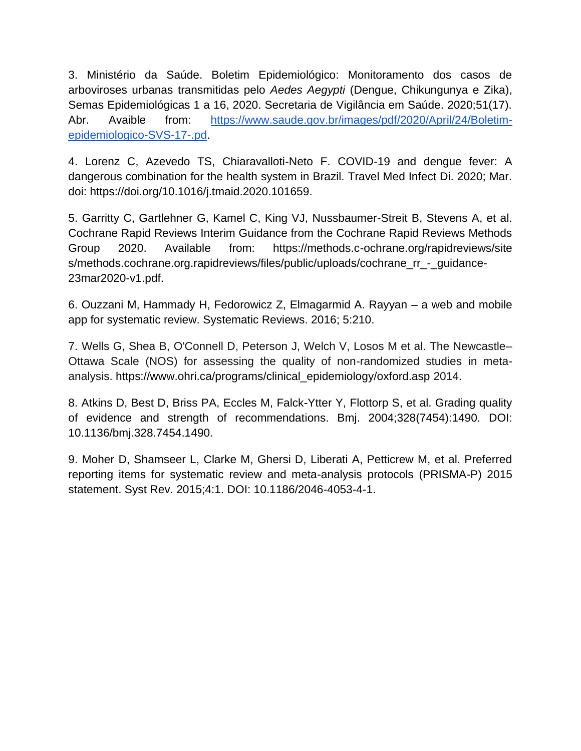3. Ministério da Saúde. Boletim Epidemiológico: Monitoramento dos casos de arboviroses urbanas transmitidas pelo *Aedes Aegypti* (Dengue, Chikungunya e Zika), Semas Epidemiológicas 1 a 16, 2020. Secretaria de Vigilância em Saúde. 2020;51(17). Abr. Avaible from: [https://www.saude.gov.br/images/pdf/2020/April/24/Boletim-epidemiologico-SVS-17-.pd](https://www.saude.gov.br/images/pdf/2020/April/24/Boletim-epidemiologico-SVS-17-.pd).

4. Lorenz C, Azevedo TS, Chiaravalloti-Neto F. COVID-19 and dengue fever: A dangerous combination for the health system in Brazil. Travel Med Infect Di. 2020; Mar. doi: https://doi.org/10.1016/j.tmaid.2020.101659.

5. Garritty C, Gartlehner G, Kamel C, King VJ, Nussbaumer-Streit B, Stevens A, et al. Cochrane Rapid Reviews Interim Guidance from the Cochrane Rapid Reviews Methods Group 2020. Available from: https://methods.c-ochrane.org/rapidreviews/sites/methods.cochrane.org.rapidreviews/files/public/uploads/cochrane_rr_-_guidance-23mar2020-v1.pdf.

6. Ouzzani M, Hammady H, Fedorowicz Z, Elmagarmid A. Rayyan – a web and mobile app for systematic review. Systematic Reviews. 2016; 5:210.

7. Wells G, Shea B, O'Connell D, Peterson J, Welch V, Losos M et al. The Newcastle–Ottawa Scale (NOS) for assessing the quality of non-randomized studies in meta-analysis. https://www.ohri.ca/programs/clinical_epidemiology/oxford.asp 2014.

8. Atkins D, Best D, Briss PA, Eccles M, Falck-Ytter Y, Flottorp S, et al. Grading quality of evidence and strength of recommendations. Bmj. 2004;328(7454):1490. DOI: 10.1136/bmj.328.7454.1490.

9. Moher D, Shamseer L, Clarke M, Ghersi D, Liberati A, Petticrew M, et al. Preferred reporting items for systematic review and meta-analysis protocols (PRISMA-P) 2015 statement. Syst Rev. 2015;4:1. DOI: 10.1186/2046-4053-4-1.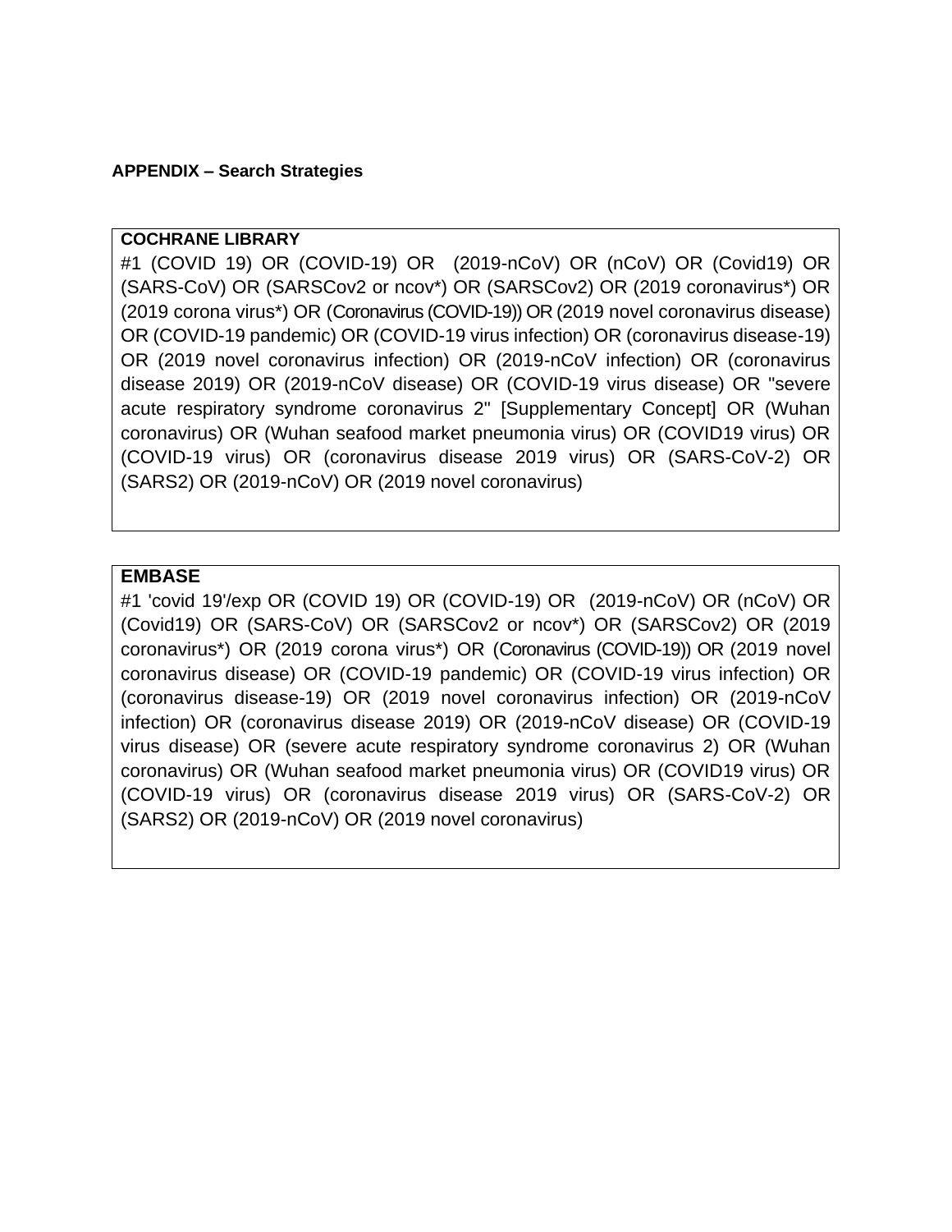**APPENDIX – Search Strategies**

**COCHRANE LIBRARY**

#1 (COVID 19) OR (COVID-19) OR (2019-nCoV) OR (nCoV) OR (Covid19) OR (SARS-CoV) OR (SARSCov2 or ncov*) OR (SARSCov2) OR (2019 coronavirus*) OR (2019 corona virus*) OR (Coronavirus (COVID-19)) OR (2019 novel coronavirus disease) OR (COVID-19 pandemic) OR (COVID-19 virus infection) OR (coronavirus disease-19) OR (2019 novel coronavirus infection) OR (2019-nCoV infection) OR (coronavirus disease 2019) OR (2019-nCoV disease) OR (COVID-19 virus disease) OR "severe acute respiratory syndrome coronavirus 2" [Supplementary Concept] OR (Wuhan coronavirus) OR (Wuhan seafood market pneumonia virus) OR (COVID19 virus) OR (COVID-19 virus) OR (coronavirus disease 2019 virus) OR (SARS-CoV-2) OR (SARS2) OR (2019-nCoV) OR (2019 novel coronavirus)

**EMBASE**

#1 'covid 19'/exp OR (COVID 19) OR (COVID-19) OR (2019-nCoV) OR (nCoV) OR (Covid19) OR (SARS-CoV) OR (SARSCov2 or ncov*) OR (SARSCov2) OR (2019 coronavirus*) OR (2019 corona virus*) OR (Coronavirus (COVID-19)) OR (2019 novel coronavirus disease) OR (COVID-19 pandemic) OR (COVID-19 virus infection) OR (coronavirus disease-19) OR (2019 novel coronavirus infection) OR (2019-nCoV infection) OR (coronavirus disease 2019) OR (2019-nCoV disease) OR (COVID-19 virus disease) OR (severe acute respiratory syndrome coronavirus 2) OR (Wuhan coronavirus) OR (Wuhan seafood market pneumonia virus) OR (COVID19 virus) OR (COVID-19 virus) OR (coronavirus disease 2019 virus) OR (SARS-CoV-2) OR (SARS2) OR (2019-nCoV) OR (2019 novel coronavirus)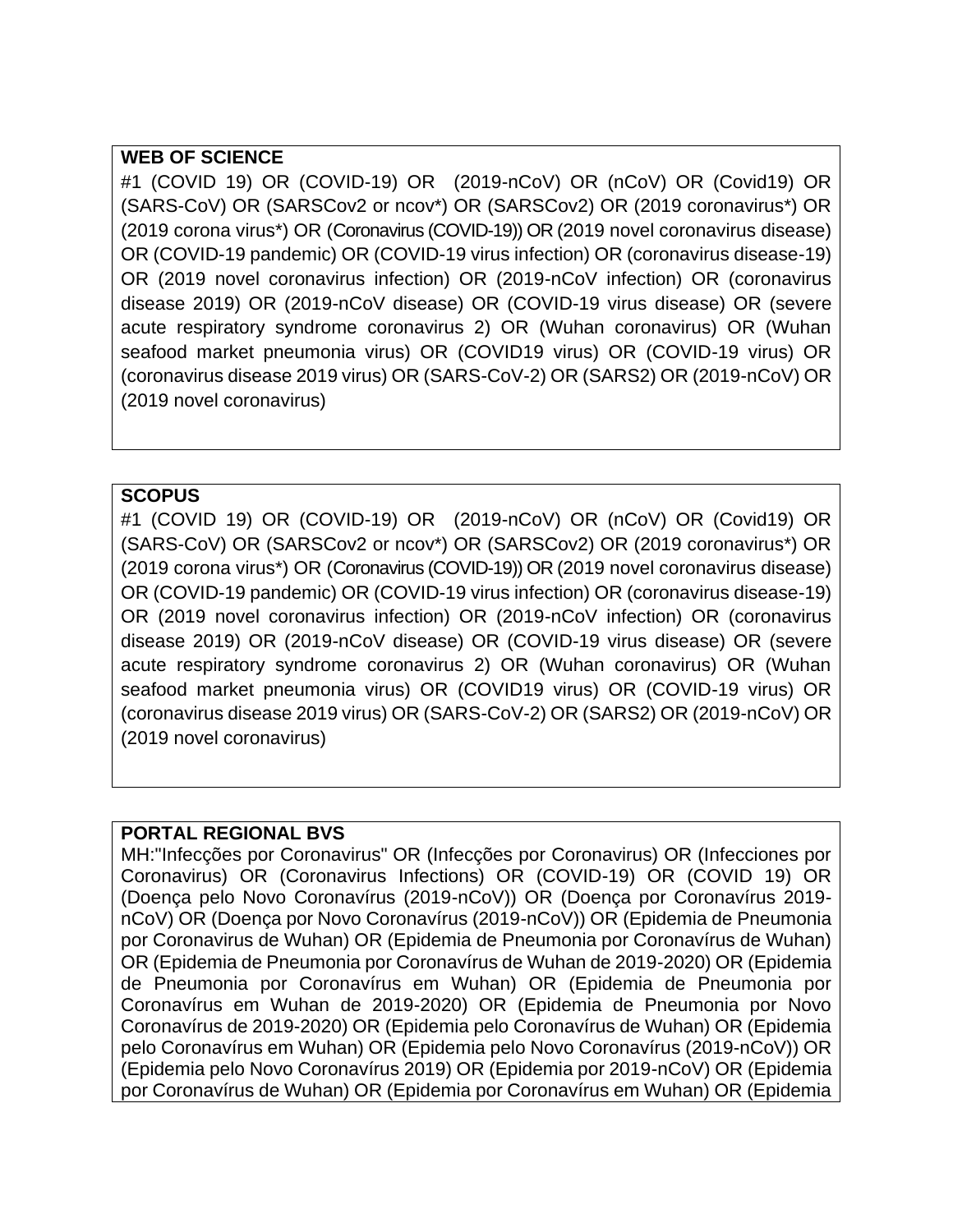**WEB OF SCIENCE**

#1 (COVID 19) OR (COVID-19) OR (2019-nCoV) OR (nCoV) OR (Covid19) OR (SARS-CoV) OR (SARSCov2 or ncov*) OR (SARSCov2) OR (2019 coronavirus*) OR (2019 corona virus*) OR (Coronavirus (COVID-19)) OR (2019 novel coronavirus disease) OR (COVID-19 pandemic) OR (COVID-19 virus infection) OR (coronavirus disease-19) OR (2019 novel coronavirus infection) OR (2019-nCoV infection) OR (coronavirus disease 2019) OR (2019-nCoV disease) OR (COVID-19 virus disease) OR (severe acute respiratory syndrome coronavirus 2) OR (Wuhan coronavirus) OR (Wuhan seafood market pneumonia virus) OR (COVID19 virus) OR (COVID-19 virus) OR (coronavirus disease 2019 virus) OR (SARS-CoV-2) OR (SARS2) OR (2019-nCoV) OR (2019 novel coronavirus)

**SCOPUS**

#1 (COVID 19) OR (COVID-19) OR (2019-nCoV) OR (nCoV) OR (Covid19) OR (SARS-CoV) OR (SARSCov2 or ncov*) OR (SARSCov2) OR (2019 coronavirus*) OR (2019 corona virus*) OR (Coronavirus (COVID-19)) OR (2019 novel coronavirus disease) OR (COVID-19 pandemic) OR (COVID-19 virus infection) OR (coronavirus disease-19) OR (2019 novel coronavirus infection) OR (2019-nCoV infection) OR (coronavirus disease 2019) OR (2019-nCoV disease) OR (COVID-19 virus disease) OR (severe acute respiratory syndrome coronavirus 2) OR (Wuhan coronavirus) OR (Wuhan seafood market pneumonia virus) OR (COVID19 virus) OR (COVID-19 virus) OR (coronavirus disease 2019 virus) OR (SARS-CoV-2) OR (SARS2) OR (2019-nCoV) OR (2019 novel coronavirus)

**PORTAL REGIONAL BVS**

MH:"Infecções por Coronavirus" OR (Infecções por Coronavirus) OR (Infecciones por Coronavirus) OR (Coronavirus Infections) OR (COVID-19) OR (COVID 19) OR (Doença pelo Novo Coronavírus (2019-nCoV)) OR (Doença por Coronavírus 2019-nCoV) OR (Doença por Novo Coronavírus (2019-nCoV)) OR (Epidemia de Pneumonia por Coronavirus de Wuhan) OR (Epidemia de Pneumonia por Coronavírus de Wuhan) OR (Epidemia de Pneumonia por Coronavírus de Wuhan de 2019-2020) OR (Epidemia de Pneumonia por Coronavírus em Wuhan) OR (Epidemia de Pneumonia por Coronavírus em Wuhan de 2019-2020) OR (Epidemia de Pneumonia por Novo Coronavírus de 2019-2020) OR (Epidemia pelo Coronavírus de Wuhan) OR (Epidemia pelo Coronavírus em Wuhan) OR (Epidemia pelo Novo Coronavírus (2019-nCoV)) OR (Epidemia pelo Novo Coronavírus 2019) OR (Epidemia por 2019-nCoV) OR (Epidemia por Coronavírus de Wuhan) OR (Epidemia por Coronavírus em Wuhan) OR (Epidemia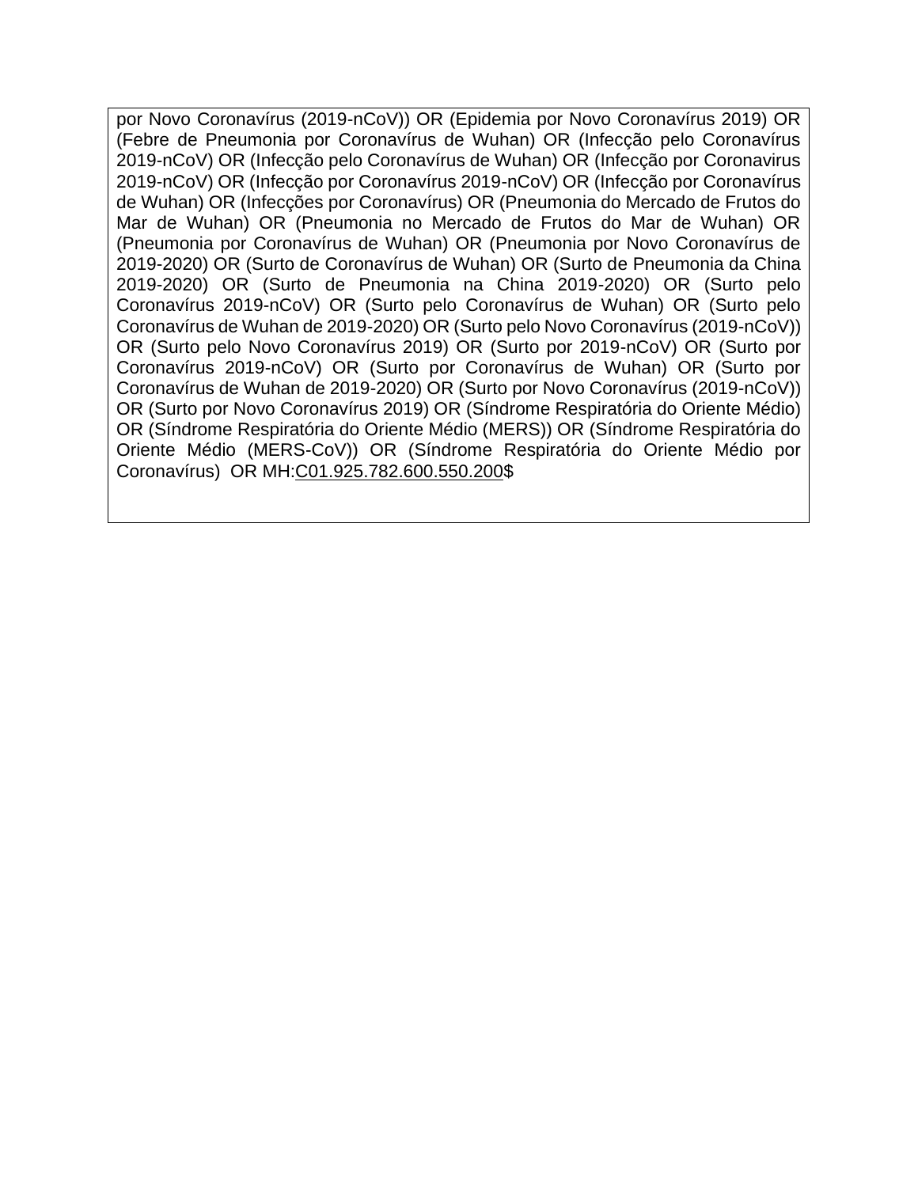por Novo Coronavírus (2019-nCoV)) OR (Epidemia por Novo Coronavírus 2019) OR (Febre de Pneumonia por Coronavírus de Wuhan) OR (Infecção pelo Coronavírus 2019-nCoV) OR (Infecção pelo Coronavírus de Wuhan) OR (Infecção por Coronavirus 2019-nCoV) OR (Infecção por Coronavírus 2019-nCoV) OR (Infecção por Coronavírus de Wuhan) OR (Infecções por Coronavírus) OR (Pneumonia do Mercado de Frutos do Mar de Wuhan) OR (Pneumonia no Mercado de Frutos do Mar de Wuhan) OR (Pneumonia por Coronavírus de Wuhan) OR (Pneumonia por Novo Coronavírus de 2019-2020) OR (Surto de Coronavírus de Wuhan) OR (Surto de Pneumonia da China 2019-2020) OR (Surto de Pneumonia na China 2019-2020) OR (Surto pelo Coronavírus 2019-nCoV) OR (Surto pelo Coronavírus de Wuhan) OR (Surto pelo Coronavírus de Wuhan de 2019-2020) OR (Surto pelo Novo Coronavírus (2019-nCoV)) OR (Surto pelo Novo Coronavírus 2019) OR (Surto por 2019-nCoV) OR (Surto por Coronavírus 2019-nCoV) OR (Surto por Coronavírus de Wuhan) OR (Surto por Coronavírus de Wuhan de 2019-2020) OR (Surto por Novo Coronavírus (2019-nCoV)) OR (Surto por Novo Coronavírus 2019) OR (Síndrome Respiratória do Oriente Médio) OR (Síndrome Respiratória do Oriente Médio (MERS)) OR (Síndrome Respiratória do Oriente Médio (MERS-CoV)) OR (Síndrome Respiratória do Oriente Médio por Coronavírus) OR MH:C01.925.782.600.550.200$